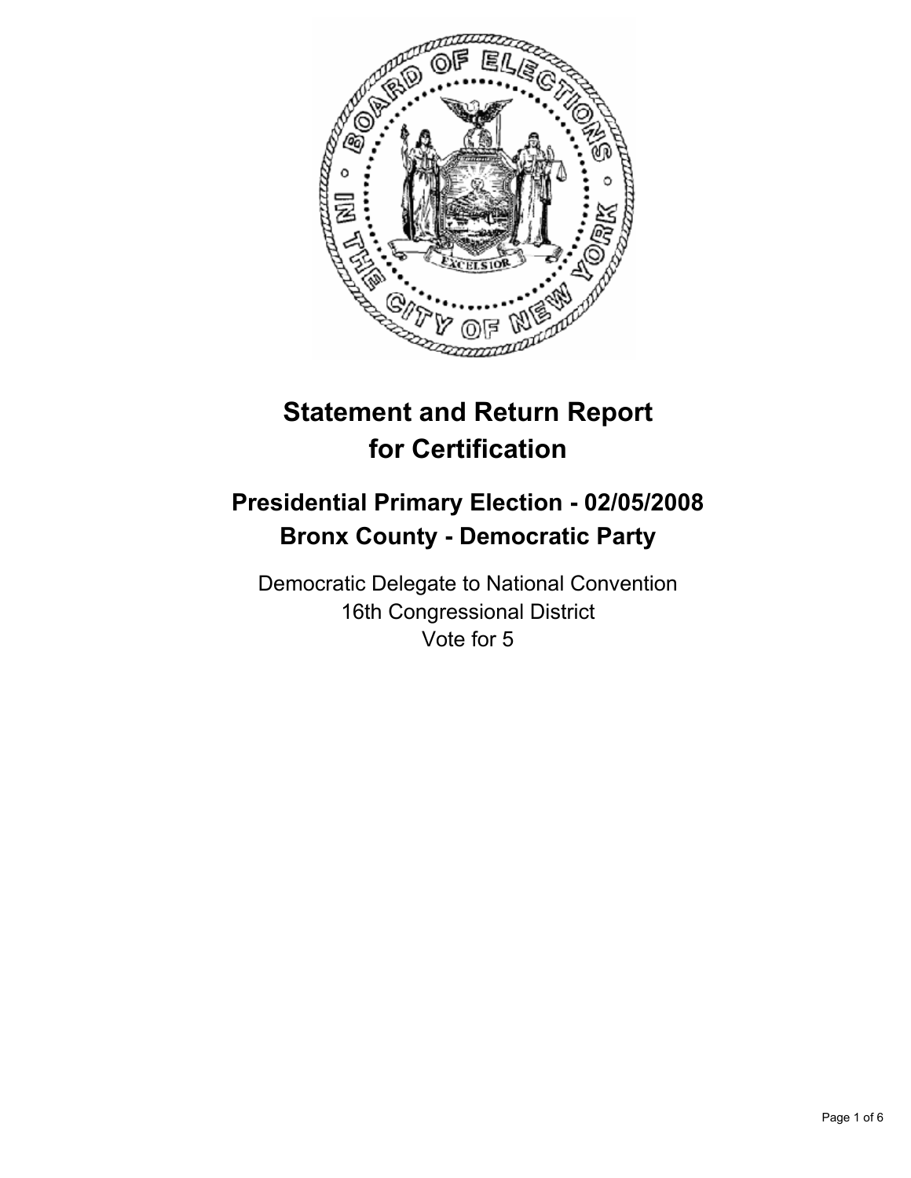# Statement and Return Report for Certification

## Presidential Primary Election - 02/05/2008
## Bronx County - Democratic Party

Democratic Delegate to National Convention
16th Congressional District
Vote for 5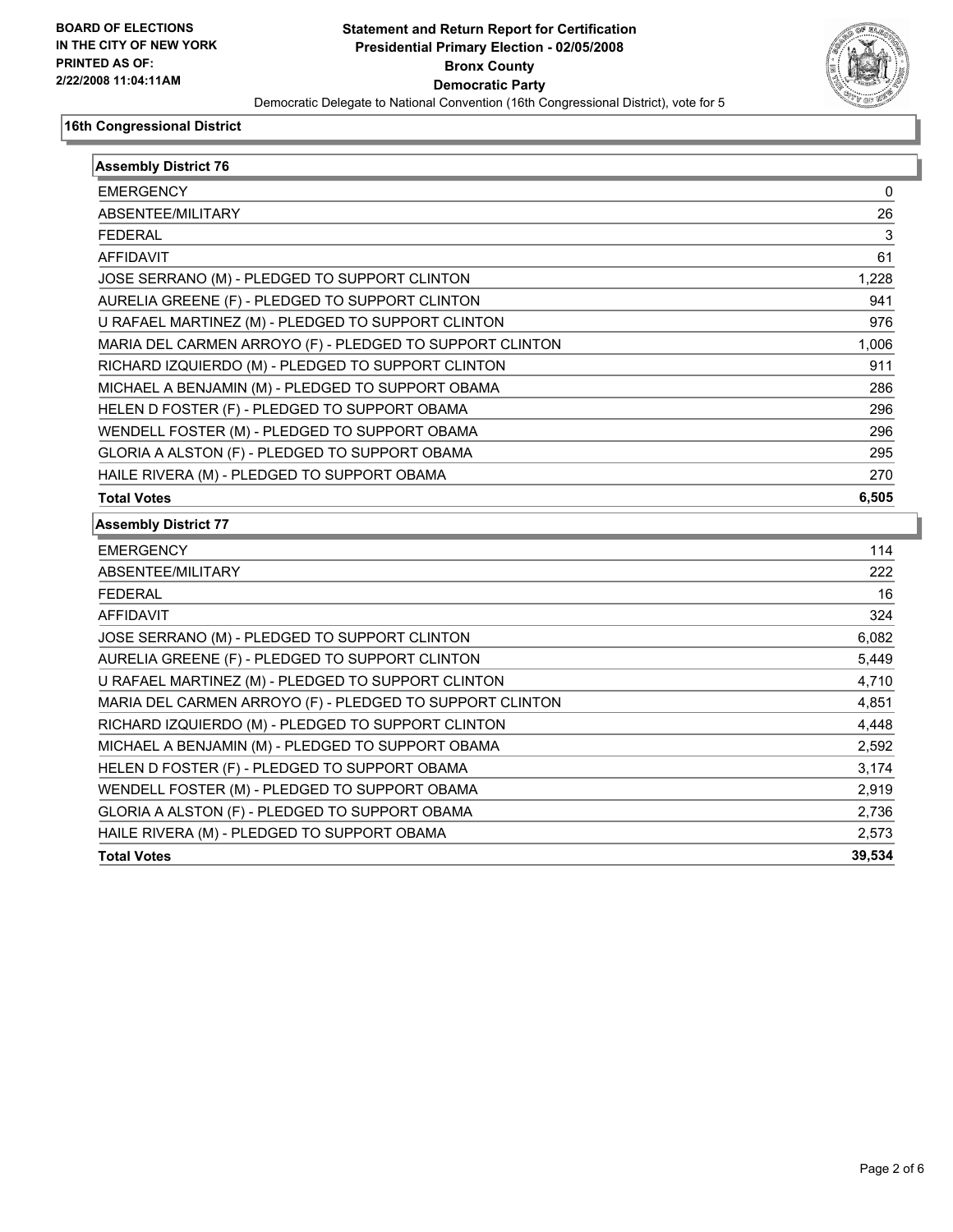**BOARD OF ELECTIONS IN THE CITY OF NEW YORK PRINTED AS OF: 2/22/2008 11:04:11AM**

# Statement and Return Report for Certification
## Presidential Primary Election - 02/05/2008
## Bronx County
## Democratic Party

Democratic Delegate to National Convention (16th Congressional District), vote for 5

### 16th Congressional District

| Assembly District 76 | |
|---|---|
| EMERGENCY | 0 |
| ABSENTEE/MILITARY | 26 |
| FEDERAL | 3 |
| AFFIDAVIT | 61 |
| JOSE SERRANO (M) - PLEDGED TO SUPPORT CLINTON | 1,228 |
| AURELIA GREENE (F) - PLEDGED TO SUPPORT CLINTON | 941 |
| U RAFAEL MARTINEZ (M) - PLEDGED TO SUPPORT CLINTON | 976 |
| MARIA DEL CARMEN ARROYO (F) - PLEDGED TO SUPPORT CLINTON | 1,006 |
| RICHARD IZQUIERDO (M) - PLEDGED TO SUPPORT CLINTON | 911 |
| MICHAEL A BENJAMIN (M) - PLEDGED TO SUPPORT OBAMA | 286 |
| HELEN D FOSTER (F) - PLEDGED TO SUPPORT OBAMA | 296 |
| WENDELL FOSTER (M) - PLEDGED TO SUPPORT OBAMA | 296 |
| GLORIA A ALSTON (F) - PLEDGED TO SUPPORT OBAMA | 295 |
| HAILE RIVERA (M) - PLEDGED TO SUPPORT OBAMA | 270 |
| **Total Votes** | **6,505** |

| Assembly District 77 | |
|---|---|
| EMERGENCY | 114 |
| ABSENTEE/MILITARY | 222 |
| FEDERAL | 16 |
| AFFIDAVIT | 324 |
| JOSE SERRANO (M) - PLEDGED TO SUPPORT CLINTON | 6,082 |
| AURELIA GREENE (F) - PLEDGED TO SUPPORT CLINTON | 5,449 |
| U RAFAEL MARTINEZ (M) - PLEDGED TO SUPPORT CLINTON | 4,710 |
| MARIA DEL CARMEN ARROYO (F) - PLEDGED TO SUPPORT CLINTON | 4,851 |
| RICHARD IZQUIERDO (M) - PLEDGED TO SUPPORT CLINTON | 4,448 |
| MICHAEL A BENJAMIN (M) - PLEDGED TO SUPPORT OBAMA | 2,592 |
| HELEN D FOSTER (F) - PLEDGED TO SUPPORT OBAMA | 3,174 |
| WENDELL FOSTER (M) - PLEDGED TO SUPPORT OBAMA | 2,919 |
| GLORIA A ALSTON (F) - PLEDGED TO SUPPORT OBAMA | 2,736 |
| HAILE RIVERA (M) - PLEDGED TO SUPPORT OBAMA | 2,573 |
| **Total Votes** | **39,534** |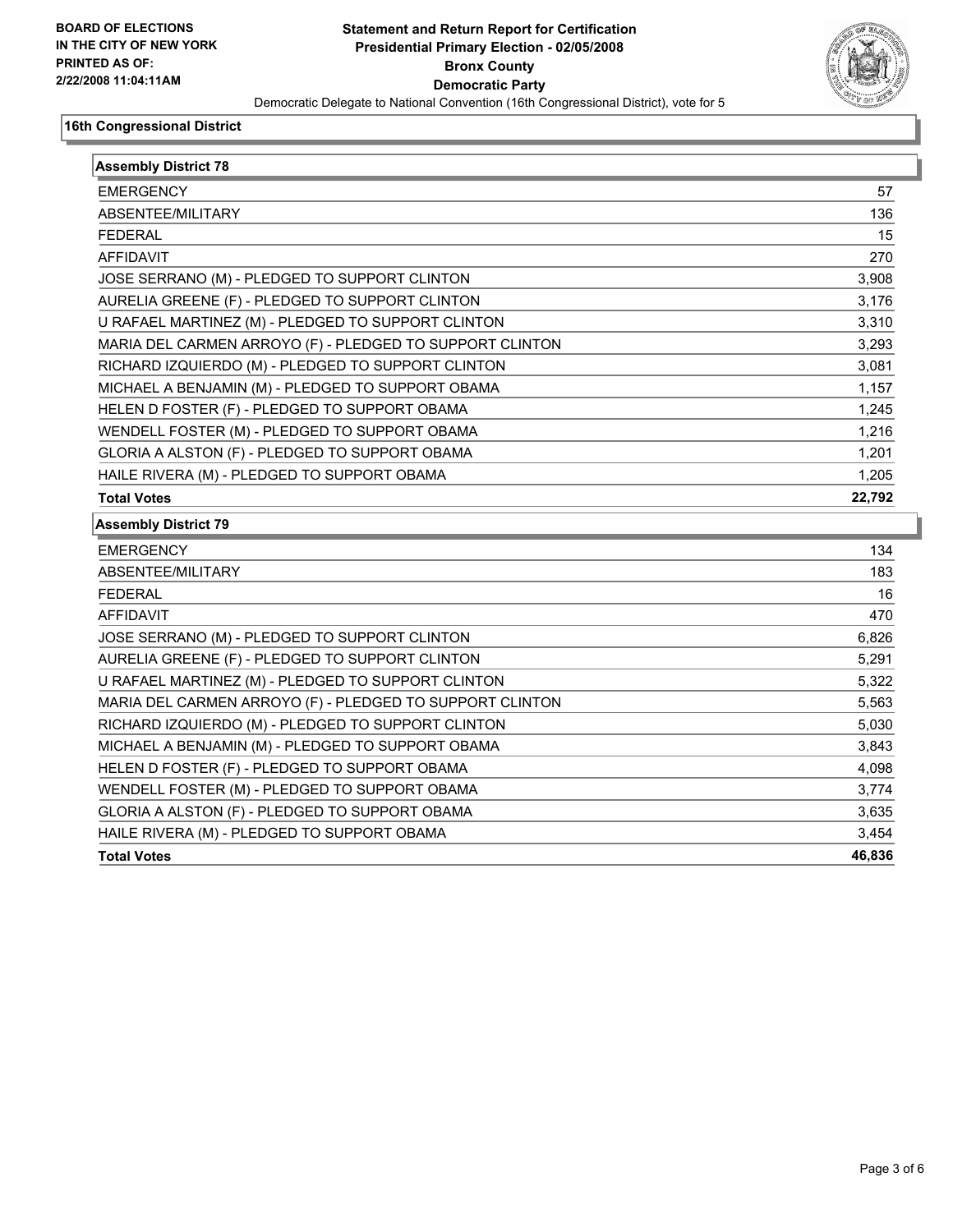**BOARD OF ELECTIONS IN THE CITY OF NEW YORK PRINTED AS OF: 2/22/2008 11:04:11AM**

# Statement and Return Report for Certification
## Presidential Primary Election - 02/05/2008
## Bronx County
## Democratic Party

Democratic Delegate to National Convention (16th Congressional District), vote for 5

### 16th Congressional District

| Assembly District 78 | |
|---|---|
| EMERGENCY | 57 |
| ABSENTEE/MILITARY | 136 |
| FEDERAL | 15 |
| AFFIDAVIT | 270 |
| JOSE SERRANO (M) - PLEDGED TO SUPPORT CLINTON | 3,908 |
| AURELIA GREENE (F) - PLEDGED TO SUPPORT CLINTON | 3,176 |
| U RAFAEL MARTINEZ (M) - PLEDGED TO SUPPORT CLINTON | 3,310 |
| MARIA DEL CARMEN ARROYO (F) - PLEDGED TO SUPPORT CLINTON | 3,293 |
| RICHARD IZQUIERDO (M) - PLEDGED TO SUPPORT CLINTON | 3,081 |
| MICHAEL A BENJAMIN (M) - PLEDGED TO SUPPORT OBAMA | 1,157 |
| HELEN D FOSTER (F) - PLEDGED TO SUPPORT OBAMA | 1,245 |
| WENDELL FOSTER (M) - PLEDGED TO SUPPORT OBAMA | 1,216 |
| GLORIA A ALSTON (F) - PLEDGED TO SUPPORT OBAMA | 1,201 |
| HAILE RIVERA (M) - PLEDGED TO SUPPORT OBAMA | 1,205 |
| **Total Votes** | **22,792** |

| Assembly District 79 | |
|---|---|
| EMERGENCY | 134 |
| ABSENTEE/MILITARY | 183 |
| FEDERAL | 16 |
| AFFIDAVIT | 470 |
| JOSE SERRANO (M) - PLEDGED TO SUPPORT CLINTON | 6,826 |
| AURELIA GREENE (F) - PLEDGED TO SUPPORT CLINTON | 5,291 |
| U RAFAEL MARTINEZ (M) - PLEDGED TO SUPPORT CLINTON | 5,322 |
| MARIA DEL CARMEN ARROYO (F) - PLEDGED TO SUPPORT CLINTON | 5,563 |
| RICHARD IZQUIERDO (M) - PLEDGED TO SUPPORT CLINTON | 5,030 |
| MICHAEL A BENJAMIN (M) - PLEDGED TO SUPPORT OBAMA | 3,843 |
| HELEN D FOSTER (F) - PLEDGED TO SUPPORT OBAMA | 4,098 |
| WENDELL FOSTER (M) - PLEDGED TO SUPPORT OBAMA | 3,774 |
| GLORIA A ALSTON (F) - PLEDGED TO SUPPORT OBAMA | 3,635 |
| HAILE RIVERA (M) - PLEDGED TO SUPPORT OBAMA | 3,454 |
| **Total Votes** | **46,836** |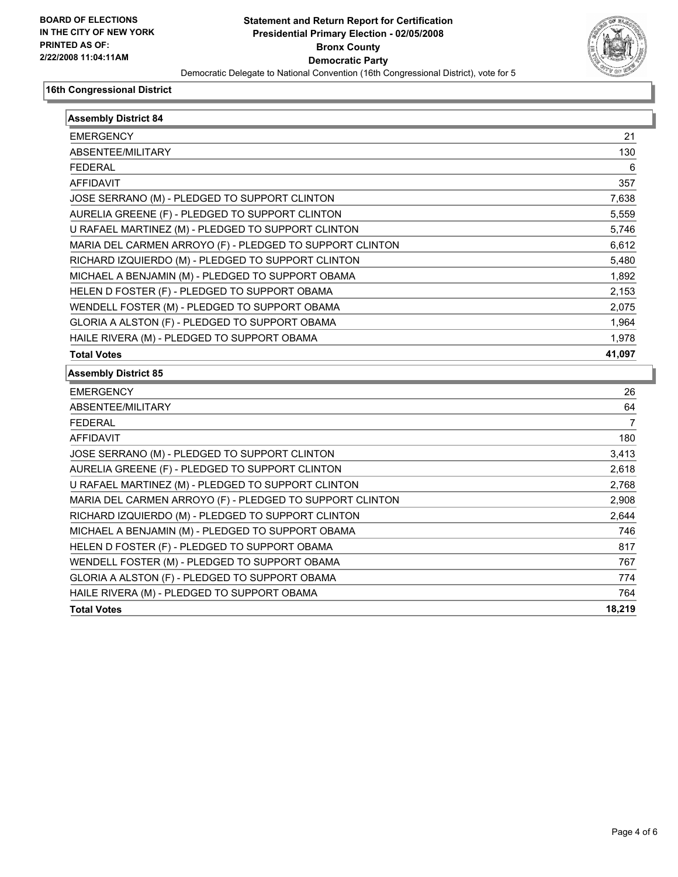**BOARD OF ELECTIONS IN THE CITY OF NEW YORK PRINTED AS OF: 2/22/2008 11:04:11AM**

# Statement and Return Report for Certification
## Presidential Primary Election - 02/05/2008
## Bronx County
## Democratic Party

Democratic Delegate to National Convention (16th Congressional District), vote for 5

### 16th Congressional District

| Assembly District 84 | |
|---|---|
| EMERGENCY | 21 |
| ABSENTEE/MILITARY | 130 |
| FEDERAL | 6 |
| AFFIDAVIT | 357 |
| JOSE SERRANO (M) - PLEDGED TO SUPPORT CLINTON | 7,638 |
| AURELIA GREENE (F) - PLEDGED TO SUPPORT CLINTON | 5,559 |
| U RAFAEL MARTINEZ (M) - PLEDGED TO SUPPORT CLINTON | 5,746 |
| MARIA DEL CARMEN ARROYO (F) - PLEDGED TO SUPPORT CLINTON | 6,612 |
| RICHARD IZQUIERDO (M) - PLEDGED TO SUPPORT CLINTON | 5,480 |
| MICHAEL A BENJAMIN (M) - PLEDGED TO SUPPORT OBAMA | 1,892 |
| HELEN D FOSTER (F) - PLEDGED TO SUPPORT OBAMA | 2,153 |
| WENDELL FOSTER (M) - PLEDGED TO SUPPORT OBAMA | 2,075 |
| GLORIA A ALSTON (F) - PLEDGED TO SUPPORT OBAMA | 1,964 |
| HAILE RIVERA (M) - PLEDGED TO SUPPORT OBAMA | 1,978 |
| **Total Votes** | **41,097** |

| Assembly District 85 | |
|---|---|
| EMERGENCY | 26 |
| ABSENTEE/MILITARY | 64 |
| FEDERAL | 7 |
| AFFIDAVIT | 180 |
| JOSE SERRANO (M) - PLEDGED TO SUPPORT CLINTON | 3,413 |
| AURELIA GREENE (F) - PLEDGED TO SUPPORT CLINTON | 2,618 |
| U RAFAEL MARTINEZ (M) - PLEDGED TO SUPPORT CLINTON | 2,768 |
| MARIA DEL CARMEN ARROYO (F) - PLEDGED TO SUPPORT CLINTON | 2,908 |
| RICHARD IZQUIERDO (M) - PLEDGED TO SUPPORT CLINTON | 2,644 |
| MICHAEL A BENJAMIN (M) - PLEDGED TO SUPPORT OBAMA | 746 |
| HELEN D FOSTER (F) - PLEDGED TO SUPPORT OBAMA | 817 |
| WENDELL FOSTER (M) - PLEDGED TO SUPPORT OBAMA | 767 |
| GLORIA A ALSTON (F) - PLEDGED TO SUPPORT OBAMA | 774 |
| HAILE RIVERA (M) - PLEDGED TO SUPPORT OBAMA | 764 |
| **Total Votes** | **18,219** |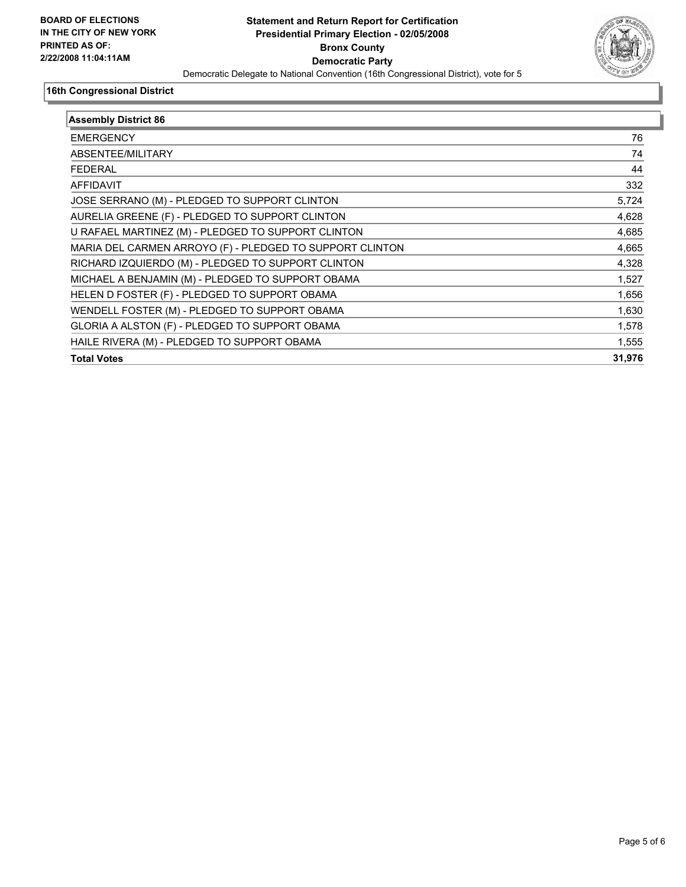**BOARD OF ELECTIONS IN THE CITY OF NEW YORK PRINTED AS OF: 2/22/2008 11:04:11AM**

**Statement and Return Report for Certification**
**Presidential Primary Election - 02/05/2008**
**Bronx County**
**Democratic Party**
Democratic Delegate to National Convention (16th Congressional District), vote for 5

**16th Congressional District**

| Assembly District 86 | |
|---|---|
| EMERGENCY | 76 |
| ABSENTEE/MILITARY | 74 |
| FEDERAL | 44 |
| AFFIDAVIT | 332 |
| JOSE SERRANO (M) - PLEDGED TO SUPPORT CLINTON | 5,724 |
| AURELIA GREENE (F) - PLEDGED TO SUPPORT CLINTON | 4,628 |
| U RAFAEL MARTINEZ (M) - PLEDGED TO SUPPORT CLINTON | 4,685 |
| MARIA DEL CARMEN ARROYO (F) - PLEDGED TO SUPPORT CLINTON | 4,665 |
| RICHARD IZQUIERDO (M) - PLEDGED TO SUPPORT CLINTON | 4,328 |
| MICHAEL A BENJAMIN (M) - PLEDGED TO SUPPORT OBAMA | 1,527 |
| HELEN D FOSTER (F) - PLEDGED TO SUPPORT OBAMA | 1,656 |
| WENDELL FOSTER (M) - PLEDGED TO SUPPORT OBAMA | 1,630 |
| GLORIA A ALSTON (F) - PLEDGED TO SUPPORT OBAMA | 1,578 |
| HAILE RIVERA (M) - PLEDGED TO SUPPORT OBAMA | 1,555 |
| **Total Votes** | **31,976** |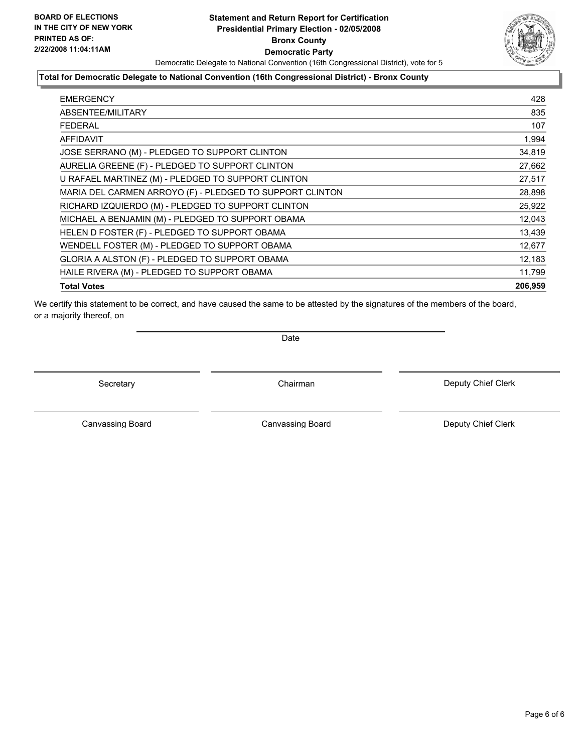**BOARD OF ELECTIONS IN THE CITY OF NEW YORK PRINTED AS OF: 2/22/2008 11:04:11AM**

# Statement and Return Report for Certification
## Presidential Primary Election - 02/05/2008
## Bronx County
## Democratic Party

Democratic Delegate to National Convention (16th Congressional District), vote for 5

### Total for Democratic Delegate to National Convention (16th Congressional District) - Bronx County

| | |
|---|---|
| EMERGENCY | 428 |
| ABSENTEE/MILITARY | 835 |
| FEDERAL | 107 |
| AFFIDAVIT | 1,994 |
| JOSE SERRANO (M) - PLEDGED TO SUPPORT CLINTON | 34,819 |
| AURELIA GREENE (F) - PLEDGED TO SUPPORT CLINTON | 27,662 |
| U RAFAEL MARTINEZ (M) - PLEDGED TO SUPPORT CLINTON | 27,517 |
| MARIA DEL CARMEN ARROYO (F) - PLEDGED TO SUPPORT CLINTON | 28,898 |
| RICHARD IZQUIERDO (M) - PLEDGED TO SUPPORT CLINTON | 25,922 |
| MICHAEL A BENJAMIN (M) - PLEDGED TO SUPPORT OBAMA | 12,043 |
| HELEN D FOSTER (F) - PLEDGED TO SUPPORT OBAMA | 13,439 |
| WENDELL FOSTER (M) - PLEDGED TO SUPPORT OBAMA | 12,677 |
| GLORIA A ALSTON (F) - PLEDGED TO SUPPORT OBAMA | 12,183 |
| HAILE RIVERA (M) - PLEDGED TO SUPPORT OBAMA | 11,799 |
| **Total Votes** | **206,959** |

We certify this statement to be correct, and have caused the same to be attested by the signatures of the members of the board, or a majority thereof, on

Date

Secretary | Chairman | Deputy Chief Clerk

Canvassing Board | Canvassing Board | Deputy Chief Clerk